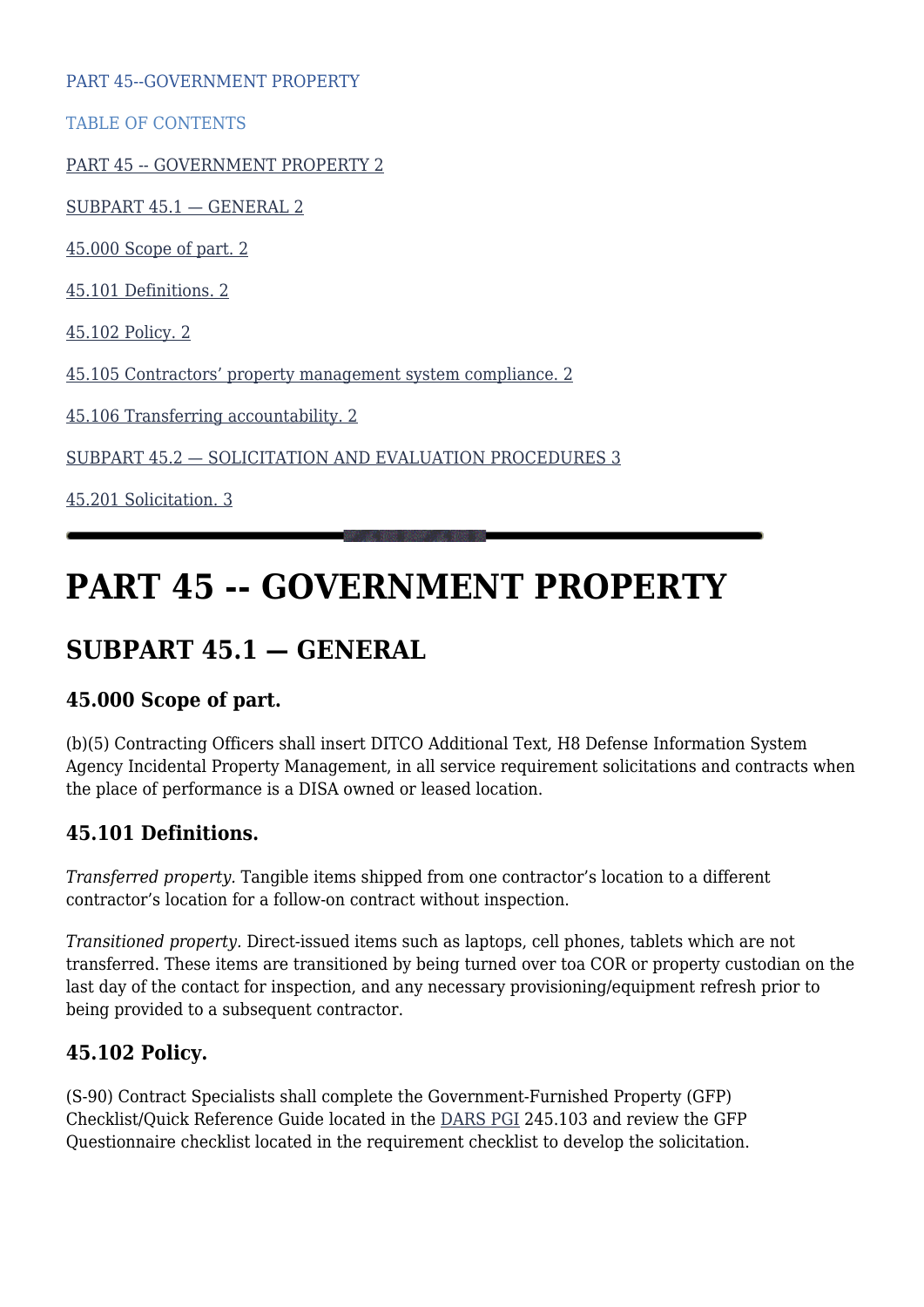PART 45--GOVERNMENT PROPERTY

TABLE OF CONTENTS

PART 45 -- GOVERNMENT PROPERTY 2

SUBPART 45.1 — GENERAL 2

45.000 Scope of part. 2

45.101 Definitions. 2

45.102 Policy. 2

45.105 Contractors' property management system compliance. 2

45.106 Transferring accountability. 2

SUBPART 45.2 — SOLICITATION AND EVALUATION PROCEDURES 3

45.201 Solicitation. 3

---

# PART 45 -- GOVERNMENT PROPERTY

## SUBPART 45.1 — GENERAL

### 45.000 Scope of part.

(b)(5) Contracting Officers shall insert DITCO Additional Text, H8 Defense Information System Agency Incidental Property Management, in all service requirement solicitations and contracts when the place of performance is a DISA owned or leased location.

### 45.101 Definitions.

*Transferred property.* Tangible items shipped from one contractor's location to a different contractor's location for a follow-on contract without inspection.

*Transitioned property.* Direct-issued items such as laptops, cell phones, tablets which are not transferred. These items are transitioned by being turned over toa COR or property custodian on the last day of the contact for inspection, and any necessary provisioning/equipment refresh prior to being provided to a subsequent contractor.

### 45.102 Policy.

(S-90) Contract Specialists shall complete the Government-Furnished Property (GFP) Checklist/Quick Reference Guide located in the DARS PGI 245.103 and review the GFP Questionnaire checklist located in the requirement checklist to develop the solicitation.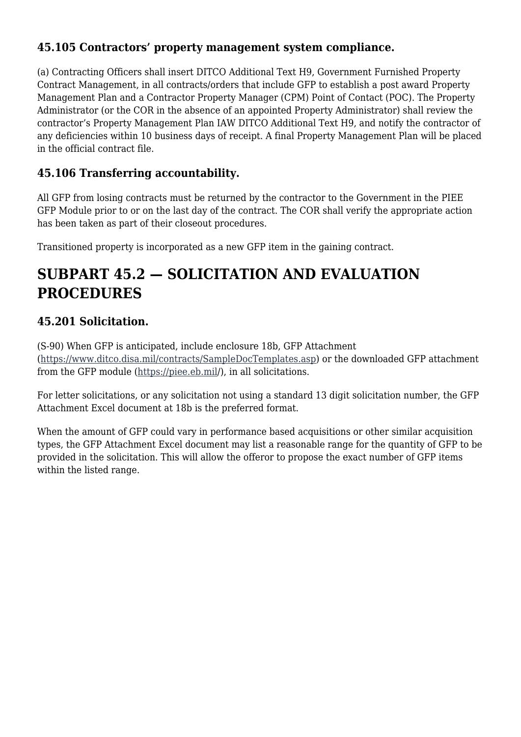### 45.105 Contractors' property management system compliance.

(a) Contracting Officers shall insert DITCO Additional Text H9, Government Furnished Property Contract Management, in all contracts/orders that include GFP to establish a post award Property Management Plan and a Contractor Property Manager (CPM) Point of Contact (POC). The Property Administrator (or the COR in the absence of an appointed Property Administrator) shall review the contractor's Property Management Plan IAW DITCO Additional Text H9, and notify the contractor of any deficiencies within 10 business days of receipt. A final Property Management Plan will be placed in the official contract file.

### 45.106 Transferring accountability.

All GFP from losing contracts must be returned by the contractor to the Government in the PIEE GFP Module prior to or on the last day of the contract. The COR shall verify the appropriate action has been taken as part of their closeout procedures.

Transitioned property is incorporated as a new GFP item in the gaining contract.

## SUBPART 45.2 — SOLICITATION AND EVALUATION PROCEDURES

### 45.201 Solicitation.

(S-90) When GFP is anticipated, include enclosure 18b, GFP Attachment (https://www.ditco.disa.mil/contracts/SampleDocTemplates.asp) or the downloaded GFP attachment from the GFP module (https://piee.eb.mil/), in all solicitations.

For letter solicitations, or any solicitation not using a standard 13 digit solicitation number, the GFP Attachment Excel document at 18b is the preferred format.

When the amount of GFP could vary in performance based acquisitions or other similar acquisition types, the GFP Attachment Excel document may list a reasonable range for the quantity of GFP to be provided in the solicitation. This will allow the offeror to propose the exact number of GFP items within the listed range.